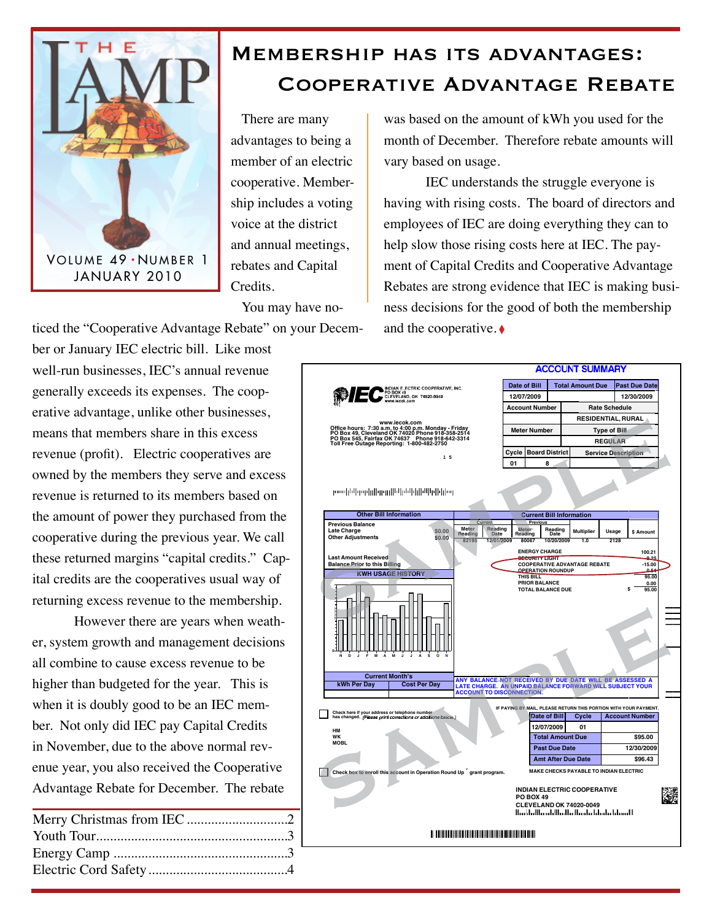# THE LAMP

VOLUME 49 · NUMBER 1
JANUARY 2010

## Membership has its advantages: Cooperative Advantage Rebate

There are many advantages to being a member of an electric cooperative. Membership includes a voting voice at the district and annual meetings, rebates and Capital Credits.

You may have noticed the "Cooperative Advantage Rebate" on your December or January IEC electric bill. Like most well-run businesses, IEC's annual revenue generally exceeds its expenses. The cooperative advantage, unlike other businesses, means that members share in this excess revenue (profit). Electric cooperatives are owned by the members they serve and excess revenue is returned to its members based on the amount of power they purchased from the cooperative during the previous year. We call these returned margins "capital credits." Capital credits are the cooperatives usual way of returning excess revenue to the membership.

However there are years when weather, system growth and management decisions all combine to cause excess revenue to be higher than budgeted for the year. This is when it is doubly good to be an IEC member. Not only did IEC pay Capital Credits in November, due to the above normal revenue year, you also received the Cooperative Advantage Rebate for December. The rebate was based on the amount of kWh you used for the month of December. Therefore rebate amounts will vary based on usage.

IEC understands the struggle everyone is having with rising costs. The board of directors and employees of IEC are doing everything they can to help slow those rising costs here at IEC. The payment of Capital Credits and Cooperative Advantage Rebates are strong evidence that IEC is making business decisions for the good of both the membership and the cooperative. ♦

**IEC** INDIAN ELECTRIC COOPERATIVE, INC.
PO BOX 49
CLEVELAND, OK 74020-0049
www.iecok.com

www.iecok.com
Office hours: 7:30 a.m. to 4:00 p.m. Monday - Friday
PO Box 49, Cleveland OK 74020 Phone 918-358-2514
PO Box 545, Fairfax OK 74637 Phone 918-642-3314
Toll Free Outage Reporting: 1-800-482-2750

**ACCOUNT SUMMARY**

| Date of Bill | Total Amount Due | Past Due Date |
|---|---|---|
| 12/07/2009 | | 12/30/2009 |
| Account Number | Rate Schedule | |
| | RESIDENTIAL, RURAL | |
| Meter Number | Type of Bill | |
| | REGULAR | |

| Cycle | Board District | Service Description |
|---|---|---|
| 01 | 8 | |

**Other Bill Information**

| | |
|---|---|
| Previous Balance | |
| Late Charge | $0.00 |
| Other Adjustments | $0.00 |
| Last Amount Received | |
| Balance Prior to this Billing | |

**Current Bill Information**

| Current Meter Reading | Current Reading Date | Previous Meter Reading | Previous Reading Date | Multiplier | Usage | $ Amount |
|---|---|---|---|---|---|---|
| 82195 | 12/01/2009 | 80067 | 10/20/2009 | 1.0 | 2128 | |

| | |
|---|---|
| ENERGY CHARGE | 100.21 |
| SECURITY LIGHT | 9.25 |
| COOPERATIVE ADVANTAGE REBATE | -15.00 |
| OPERATION ROUNDUP | 0.54 |
| THIS BILL | 95.00 |
| PRIOR BALANCE | 0.00 |
| TOTAL BALANCE DUE | $ 95.00 |

**KWH USAGE HISTORY**

N D J F M A M J J A S O N

| Current Month's kWh Per Day | Cost Per Day |
|---|---|
| | |

ANY BALANCE NOT RECEIVED BY DUE DATE WILL BE ASSESSED A LATE CHARGE. AN UNPAID BALANCE FORWARD WILL SUBJECT YOUR ACCOUNT TO DISCONNECTION.

Check here if your address or telephone number has changed. *(Please print corrections or additions below.)*

HM
WK
MOBL

Check box to enroll this account in Operation Round Up grant program.

IF PAYING BY MAIL, PLEASE RETURN THIS PORTION WITH YOUR PAYMENT.

| Date of Bill | Cycle | Account Number |
|---|---|---|
| 12/07/2009 | 01 | |
| Total Amount Due | | $95.00 |
| Past Due Date | | 12/30/2009 |
| Amt After Due Date | | $96.43 |

MAKE CHECKS PAYABLE TO INDIAN ELECTRIC

INDIAN ELECTRIC COOPERATIVE
PO BOX 49
CLEVELAND OK 74020-0049

SAMPLE

---

Merry Christmas from IEC ............................2
Youth Tour......................................................3
Energy Camp .................................................3
Electric Cord Safety ........................................4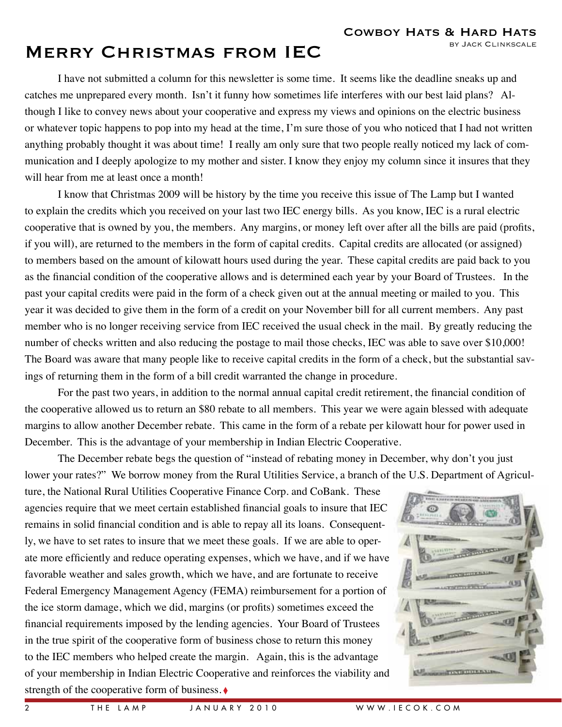## Cowboy Hats & Hard Hats

by Jack Clinkscale

# Merry Christmas from IEC

I have not submitted a column for this newsletter is some time. It seems like the deadline sneaks up and catches me unprepared every month. Isn't it funny how sometimes life interferes with our best laid plans? Although I like to convey news about your cooperative and express my views and opinions on the electric business or whatever topic happens to pop into my head at the time, I'm sure those of you who noticed that I had not written anything probably thought it was about time! I really am only sure that two people really noticed my lack of communication and I deeply apologize to my mother and sister. I know they enjoy my column since it insures that they will hear from me at least once a month!

I know that Christmas 2009 will be history by the time you receive this issue of The Lamp but I wanted to explain the credits which you received on your last two IEC energy bills. As you know, IEC is a rural electric cooperative that is owned by you, the members. Any margins, or money left over after all the bills are paid (profits, if you will), are returned to the members in the form of capital credits. Capital credits are allocated (or assigned) to members based on the amount of kilowatt hours used during the year. These capital credits are paid back to you as the financial condition of the cooperative allows and is determined each year by your Board of Trustees. In the past your capital credits were paid in the form of a check given out at the annual meeting or mailed to you. This year it was decided to give them in the form of a credit on your November bill for all current members. Any past member who is no longer receiving service from IEC received the usual check in the mail. By greatly reducing the number of checks written and also reducing the postage to mail those checks, IEC was able to save over $10,000! The Board was aware that many people like to receive capital credits in the form of a check, but the substantial savings of returning them in the form of a bill credit warranted the change in procedure.

For the past two years, in addition to the normal annual capital credit retirement, the financial condition of the cooperative allowed us to return an $80 rebate to all members. This year we were again blessed with adequate margins to allow another December rebate. This came in the form of a rebate per kilowatt hour for power used in December. This is the advantage of your membership in Indian Electric Cooperative.

The December rebate begs the question of "instead of rebating money in December, why don't you just lower your rates?" We borrow money from the Rural Utilities Service, a branch of the U.S. Department of Agriculture, the National Rural Utilities Cooperative Finance Corp. and CoBank. These agencies require that we meet certain established financial goals to insure that IEC remains in solid financial condition and is able to repay all its loans. Consequently, we have to set rates to insure that we meet these goals. If we are able to operate more efficiently and reduce operating expenses, which we have, and if we have favorable weather and sales growth, which we have, and are fortunate to receive Federal Emergency Management Agency (FEMA) reimbursement for a portion of the ice storm damage, which we did, margins (or profits) sometimes exceed the financial requirements imposed by the lending agencies. Your Board of Trustees in the true spirit of the cooperative form of business chose to return this money to the IEC members who helped create the margin. Again, this is the advantage of your membership in Indian Electric Cooperative and reinforces the viability and strength of the cooperative form of business. ♦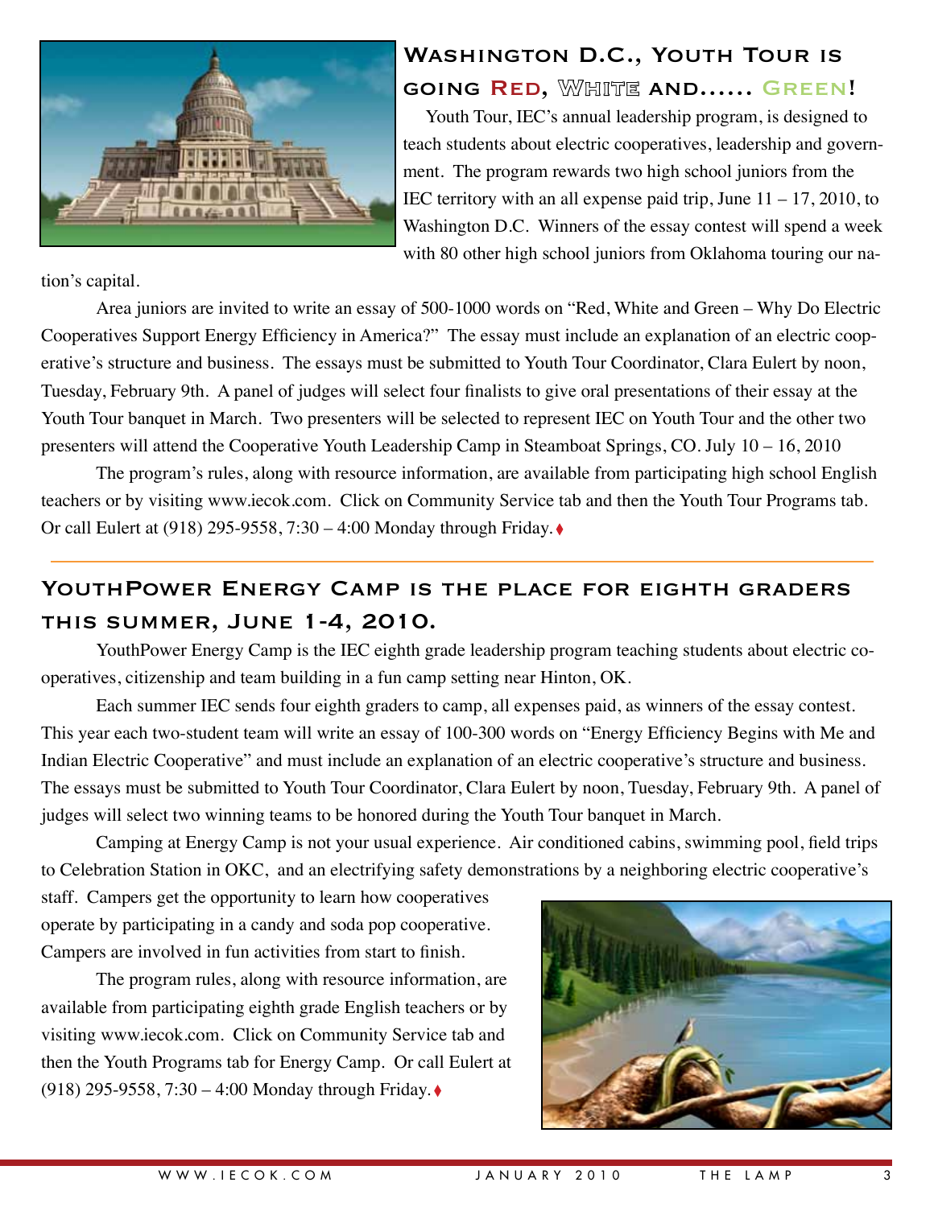## Washington D.C., Youth Tour is going Red, White and...... Green!

Youth Tour, IEC's annual leadership program, is designed to teach students about electric cooperatives, leadership and government. The program rewards two high school juniors from the IEC territory with an all expense paid trip, June 11 – 17, 2010, to Washington D.C. Winners of the essay contest will spend a week with 80 other high school juniors from Oklahoma touring our nation's capital.

Area juniors are invited to write an essay of 500-1000 words on "Red, White and Green – Why Do Electric Cooperatives Support Energy Efficiency in America?" The essay must include an explanation of an electric cooperative's structure and business. The essays must be submitted to Youth Tour Coordinator, Clara Eulert by noon, Tuesday, February 9th. A panel of judges will select four finalists to give oral presentations of their essay at the Youth Tour banquet in March. Two presenters will be selected to represent IEC on Youth Tour and the other two presenters will attend the Cooperative Youth Leadership Camp in Steamboat Springs, CO. July 10 – 16, 2010

The program's rules, along with resource information, are available from participating high school English teachers or by visiting www.iecok.com. Click on Community Service tab and then the Youth Tour Programs tab. Or call Eulert at (918) 295-9558, 7:30 – 4:00 Monday through Friday.♦

## YouthPower Energy Camp is the place for eighth graders this summer, June 1-4, 2010.

YouthPower Energy Camp is the IEC eighth grade leadership program teaching students about electric cooperatives, citizenship and team building in a fun camp setting near Hinton, OK.

Each summer IEC sends four eighth graders to camp, all expenses paid, as winners of the essay contest. This year each two-student team will write an essay of 100-300 words on "Energy Efficiency Begins with Me and Indian Electric Cooperative" and must include an explanation of an electric cooperative's structure and business. The essays must be submitted to Youth Tour Coordinator, Clara Eulert by noon, Tuesday, February 9th. A panel of judges will select two winning teams to be honored during the Youth Tour banquet in March.

Camping at Energy Camp is not your usual experience. Air conditioned cabins, swimming pool, field trips to Celebration Station in OKC, and an electrifying safety demonstrations by a neighboring electric cooperative's staff. Campers get the opportunity to learn how cooperatives operate by participating in a candy and soda pop cooperative. Campers are involved in fun activities from start to finish.

The program rules, along with resource information, are available from participating eighth grade English teachers or by visiting www.iecok.com. Click on Community Service tab and then the Youth Programs tab for Energy Camp. Or call Eulert at (918) 295-9558, 7:30 – 4:00 Monday through Friday.♦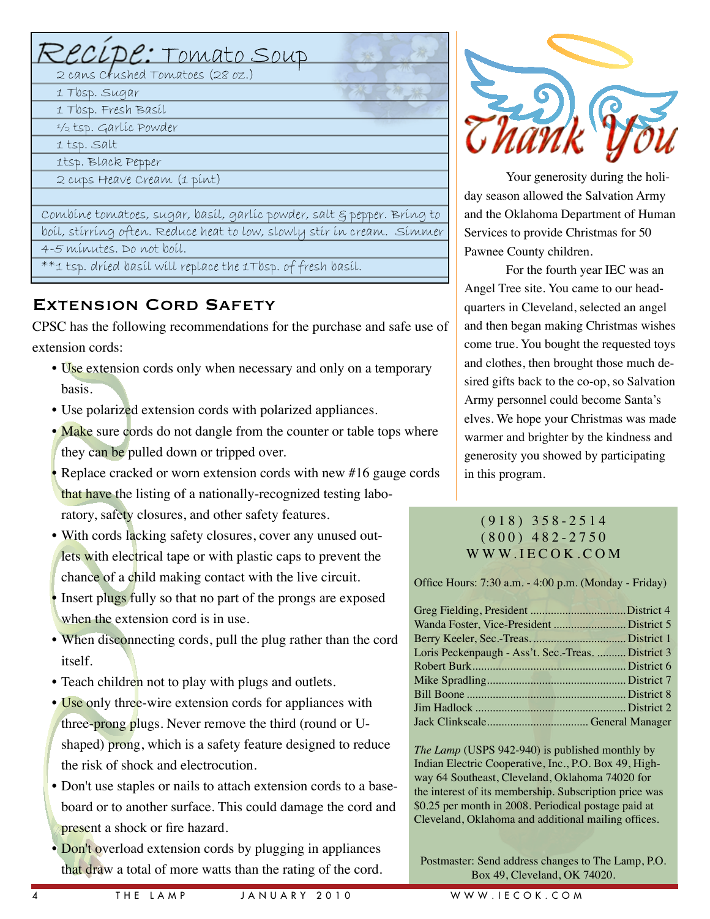## Recipe: Tomato Soup

2 cans Crushed Tomatoes (28 oz.)
1 Tbsp. Sugar
1 Tbsp. Fresh Basil
1/2 tsp. Garlic Powder
1 tsp. Salt
1tsp. Black Pepper
2 cups Heave Cream (1 pint)

Combine tomatoes, sugar, basil, garlic powder, salt & pepper. Bring to boil, stirring often. Reduce heat to low, slowly stir in cream. Simmer 4-5 minutes. Do not boil.

**1 tsp. dried basil will replace the 1Tbsp. of fresh basil.

## Extension Cord Safety

CPSC has the following recommendations for the purchase and safe use of extension cords:

- Use extension cords only when necessary and only on a temporary basis.
- Use polarized extension cords with polarized appliances.
- Make sure cords do not dangle from the counter or table tops where they can be pulled down or tripped over.
- Replace cracked or worn extension cords with new #16 gauge cords that have the listing of a nationally-recognized testing laboratory, safety closures, and other safety features.
- With cords lacking safety closures, cover any unused outlets with electrical tape or with plastic caps to prevent the chance of a child making contact with the live circuit.
- Insert plugs fully so that no part of the prongs are exposed when the extension cord is in use.
- When disconnecting cords, pull the plug rather than the cord itself.
- Teach children not to play with plugs and outlets.
- Use only three-wire extension cords for appliances with three-prong plugs. Never remove the third (round or U-shaped) prong, which is a safety feature designed to reduce the risk of shock and electrocution.
- Don't use staples or nails to attach extension cords to a baseboard or to another surface. This could damage the cord and present a shock or fire hazard.
- Don't overload extension cords by plugging in appliances that draw a total of more watts than the rating of the cord.

## Thank You

Your generosity during the holiday season allowed the Salvation Army and the Oklahoma Department of Human Services to provide Christmas for 50 Pawnee County children.

For the fourth year IEC was an Angel Tree site. You came to our headquarters in Cleveland, selected an angel and then began making Christmas wishes come true. You bought the requested toys and clothes, then brought those much desired gifts back to the co-op, so Salvation Army personnel could become Santa's elves. We hope your Christmas was made warmer and brighter by the kindness and generosity you showed by participating in this program.

(918) 358-2514
(800) 482-2750
WWW.IECOK.COM

Office Hours: 7:30 a.m. - 4:00 p.m. (Monday - Friday)

| | |
|---|---|
| Greg Fielding, President | District 4 |
| Wanda Foster, Vice-President | District 5 |
| Berry Keeler, Sec.-Treas. | District 1 |
| Loris Peckenpaugh - Ass't. Sec.-Treas. | District 3 |
| Robert Burk | District 6 |
| Mike Spradling | District 7 |
| Bill Boone | District 8 |
| Jim Hadlock | District 2 |
| Jack Clinkscale | General Manager |

*The Lamp* (USPS 942-940) is published monthly by Indian Electric Cooperative, Inc., P.O. Box 49, Highway 64 Southeast, Cleveland, Oklahoma 74020 for the interest of its membership. Subscription price was $0.25 per month in 2008. Periodical postage paid at Cleveland, Oklahoma and additional mailing offices.

Postmaster: Send address changes to The Lamp, P.O. Box 49, Cleveland, OK 74020.